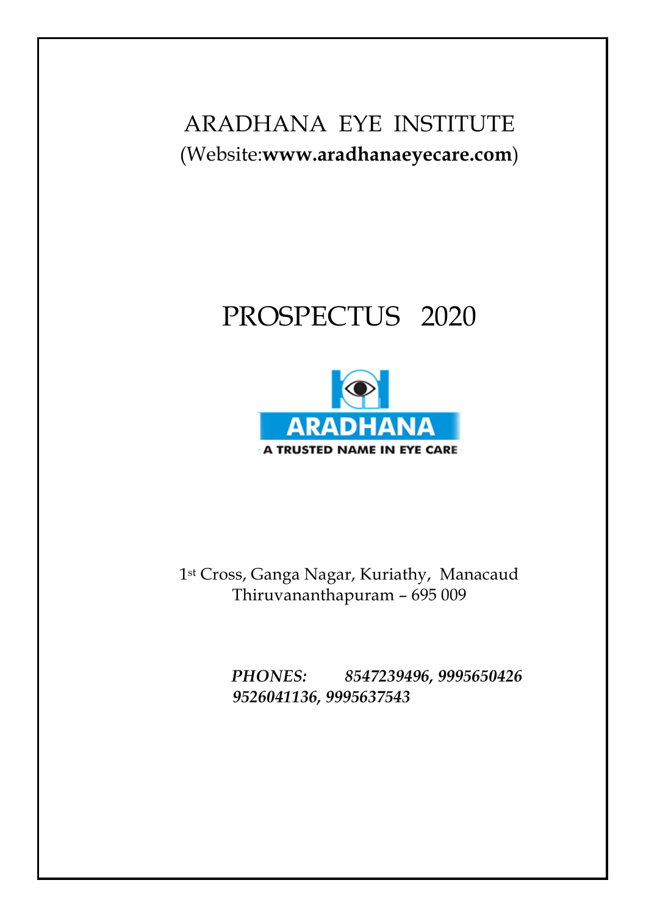# ARADHANA EYE INSTITUTE

(Website:**www.aradhanaeyecare.com**)

# PROSPECTUS 2020

ARADHANA

A TRUSTED NAME IN EYE CARE

1st Cross, Ganga Nagar, Kuriathy, Manacaud
Thiruvananthapuram – 695 009

***PHONES: 8547239496, 9995650426***
***9526041136, 9995637543***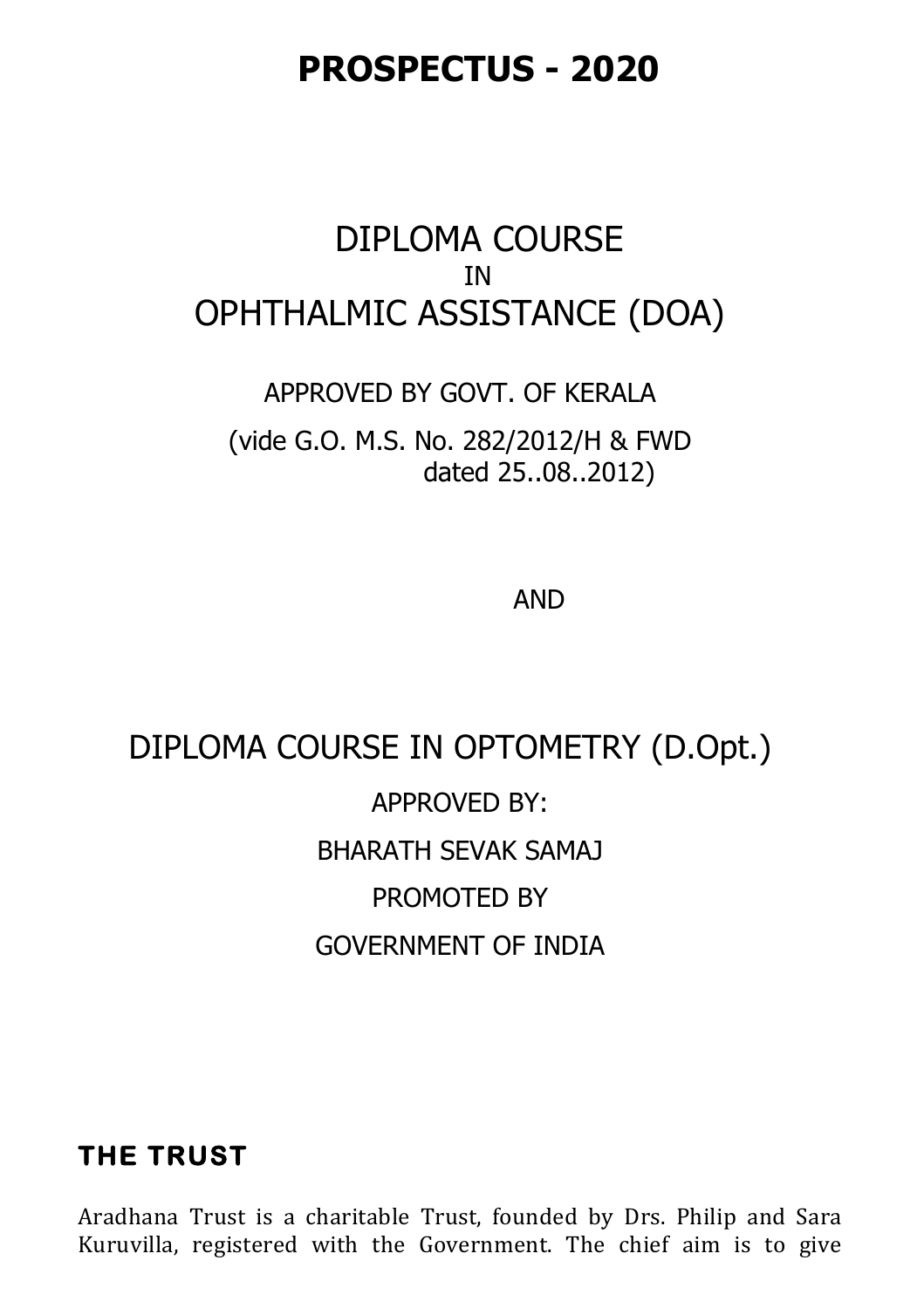# PROSPECTUS - 2020

DIPLOMA COURSE
IN
OPHTHALMIC ASSISTANCE (DOA)

APPROVED BY GOVT. OF KERALA

(vide G.O. M.S. No. 282/2012/H & FWD dated 25..08..2012)

AND

DIPLOMA COURSE IN OPTOMETRY (D.Opt.)

APPROVED BY:

BHARATH SEVAK SAMAJ

PROMOTED BY

GOVERNMENT OF INDIA

## THE TRUST

Aradhana Trust is a charitable Trust, founded by Drs. Philip and Sara Kuruvilla, registered with the Government. The chief aim is to give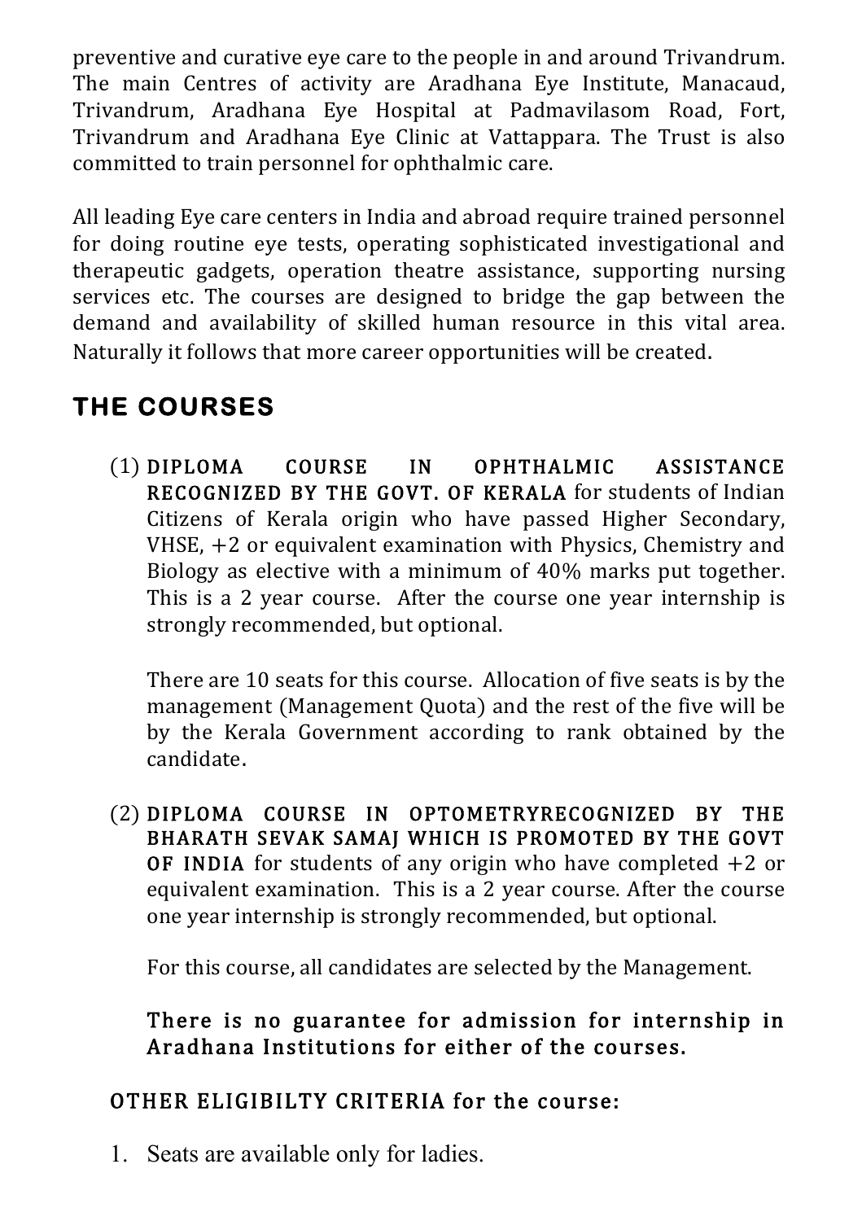preventive and curative eye care to the people in and around Trivandrum. The main Centres of activity are Aradhana Eye Institute, Manacaud, Trivandrum, Aradhana Eye Hospital at Padmavilasom Road, Fort, Trivandrum and Aradhana Eye Clinic at Vattappara. The Trust is also committed to train personnel for ophthalmic care.

All leading Eye care centers in India and abroad require trained personnel for doing routine eye tests, operating sophisticated investigational and therapeutic gadgets, operation theatre assistance, supporting nursing services etc. The courses are designed to bridge the gap between the demand and availability of skilled human resource in this vital area. Naturally it follows that more career opportunities will be created.

## THE COURSES

(1) **DIPLOMA COURSE IN OPHTHALMIC ASSISTANCE RECOGNIZED BY THE GOVT. OF KERALA** for students of Indian Citizens of Kerala origin who have passed Higher Secondary, VHSE, +2 or equivalent examination with Physics, Chemistry and Biology as elective with a minimum of 40% marks put together. This is a 2 year course. After the course one year internship is strongly recommended, but optional.

There are 10 seats for this course. Allocation of five seats is by the management (Management Quota) and the rest of the five will be by the Kerala Government according to rank obtained by the candidate.

(2) **DIPLOMA COURSE IN OPTOMETRYRECOGNIZED BY THE BHARATH SEVAK SAMAJ WHICH IS PROMOTED BY THE GOVT OF INDIA** for students of any origin who have completed +2 or equivalent examination. This is a 2 year course. After the course one year internship is strongly recommended, but optional.

For this course, all candidates are selected by the Management.

**There is no guarantee for admission for internship in Aradhana Institutions for either of the courses.**

### OTHER ELIGIBILTY CRITERIA for the course:

1. Seats are available only for ladies.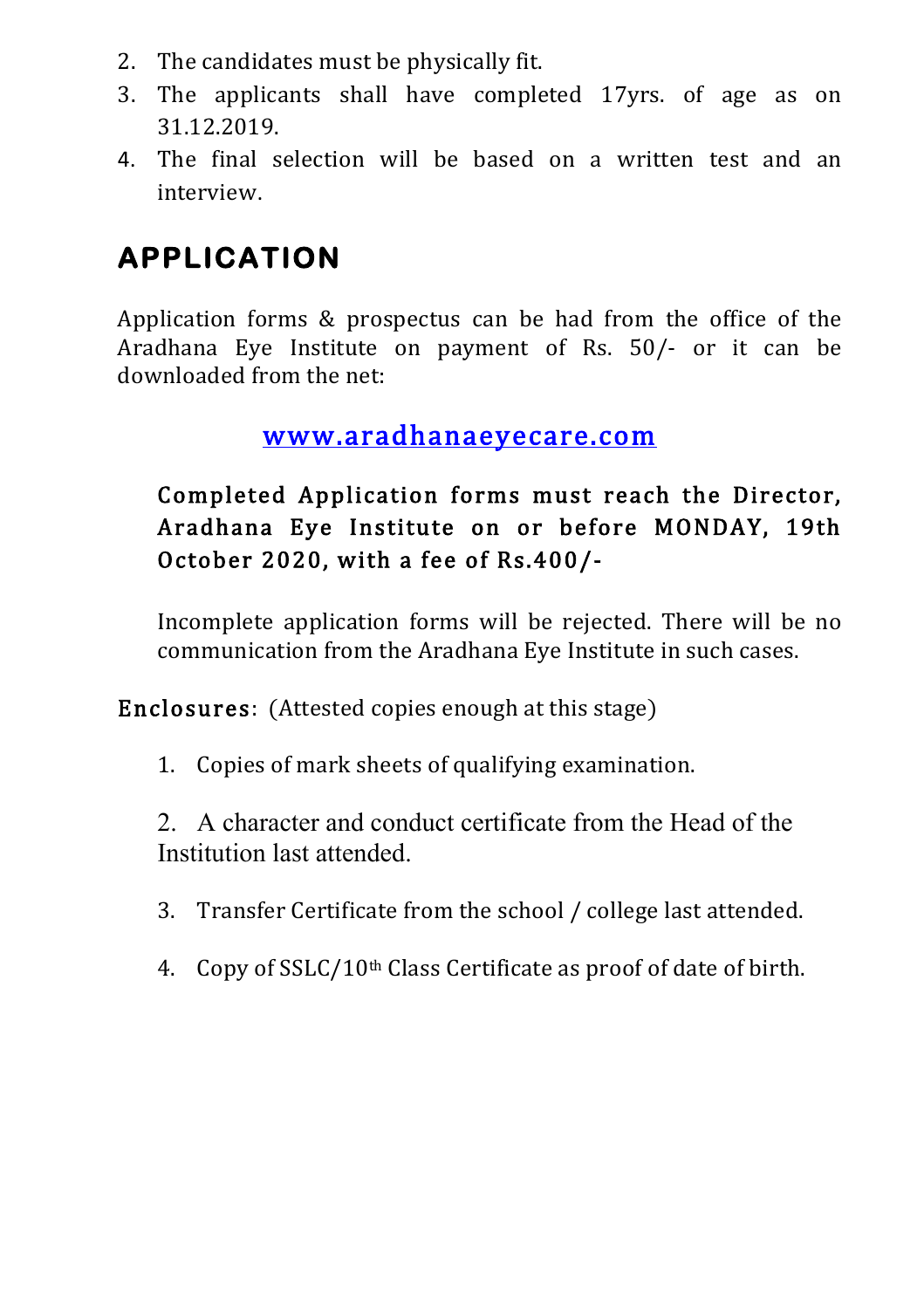2. The candidates must be physically fit.
3. The applicants shall have completed 17yrs. of age as on 31.12.2019.
4. The final selection will be based on a written test and an interview.

## APPLICATION

Application forms & prospectus can be had from the office of the Aradhana Eye Institute on payment of Rs. 50/- or it can be downloaded from the net:

www.aradhanaeyecare.com

Completed Application forms must reach the Director, Aradhana Eye Institute on or before MONDAY, 19th October 2020, with a fee of Rs.400/-

Incomplete application forms will be rejected. There will be no communication from the Aradhana Eye Institute in such cases.

Enclosures: (Attested copies enough at this stage)

1. Copies of mark sheets of qualifying examination.
2. A character and conduct certificate from the Head of the Institution last attended.
3. Transfer Certificate from the school / college last attended.
4. Copy of SSLC/10th Class Certificate as proof of date of birth.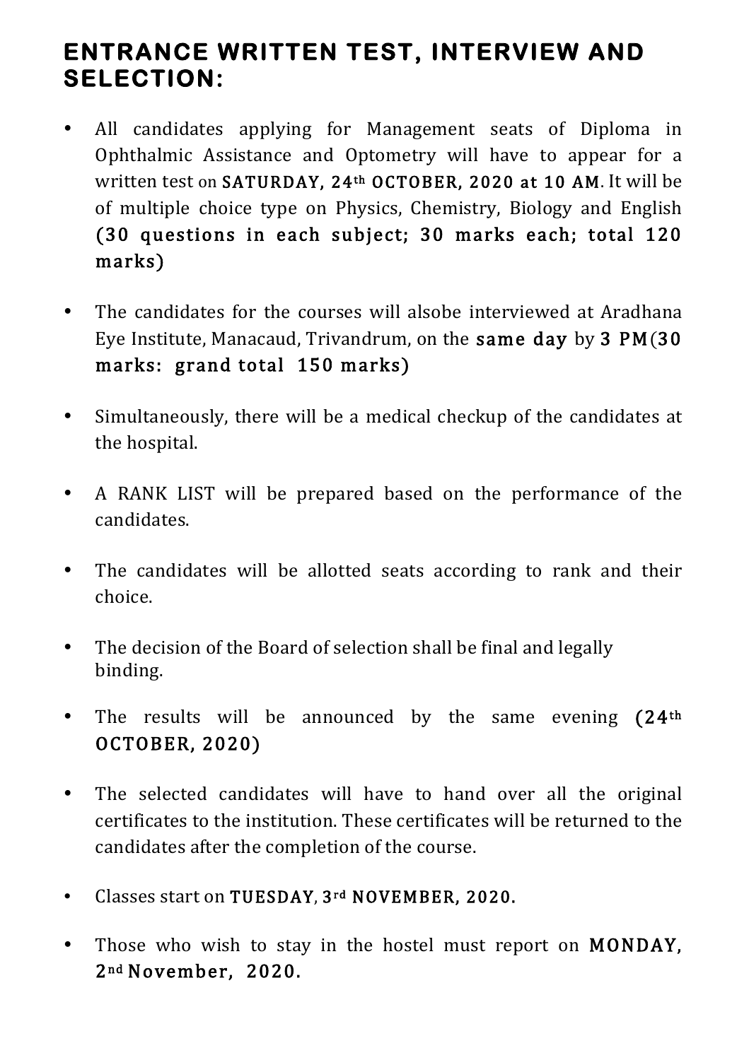## ENTRANCE WRITTEN TEST, INTERVIEW AND SELECTION:

- All candidates applying for Management seats of Diploma in Ophthalmic Assistance and Optometry will have to appear for a written test on **SATURDAY, 24th OCTOBER, 2020 at 10 AM**. It will be of multiple choice type on Physics, Chemistry, Biology and English **(30 questions in each subject; 30 marks each; total 120 marks)**

- The candidates for the courses will alsobe interviewed at Aradhana Eye Institute, Manacaud, Trivandrum, on the **same day** by **3 PM(30 marks: grand total 150 marks)**

- Simultaneously, there will be a medical checkup of the candidates at the hospital.

- A RANK LIST will be prepared based on the performance of the candidates.

- The candidates will be allotted seats according to rank and their choice.

- The decision of the Board of selection shall be final and legally binding.

- The results will be announced by the same evening **(24th OCTOBER, 2020)**

- The selected candidates will have to hand over all the original certificates to the institution. These certificates will be returned to the candidates after the completion of the course.

- Classes start on **TUESDAY, 3rd NOVEMBER, 2020.**

- Those who wish to stay in the hostel must report on **MONDAY, 2nd November, 2020.**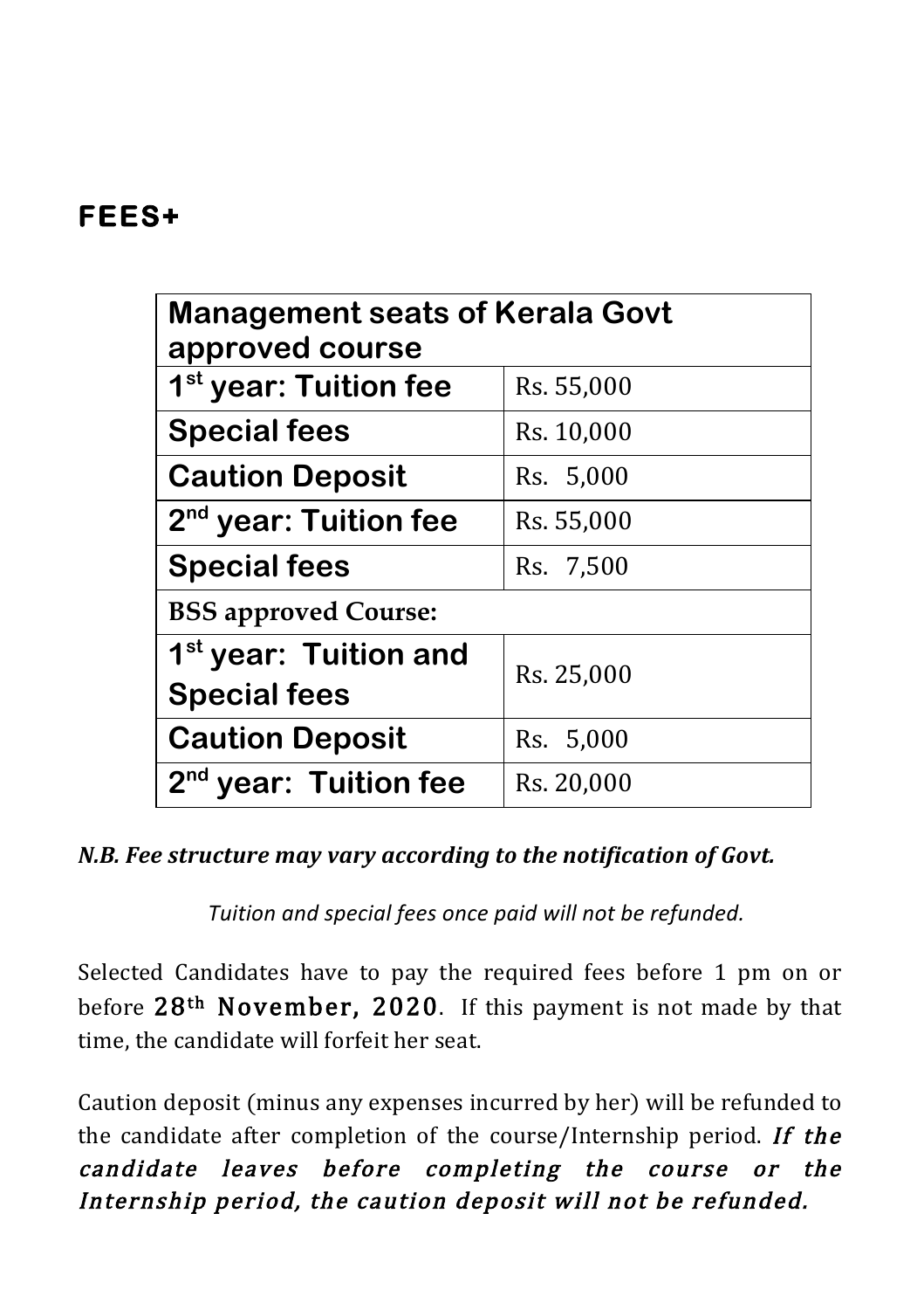## FEES+

| Management seats of Kerala Govt approved course | |
|---|---|
| 1st year: Tuition fee | Rs. 55,000 |
| Special fees | Rs. 10,000 |
| Caution Deposit | Rs. 5,000 |
| 2nd year: Tuition fee | Rs. 55,000 |
| Special fees | Rs. 7,500 |
| **BSS approved Course:** | |
| 1st year: Tuition and Special fees | Rs. 25,000 |
| Caution Deposit | Rs. 5,000 |
| 2nd year: Tuition fee | Rs. 20,000 |

***N.B. Fee structure may vary according to the notification of Govt.***

*Tuition and special fees once paid will not be refunded.*

Selected Candidates have to pay the required fees before 1 pm on or before **28th November, 2020**. If this payment is not made by that time, the candidate will forfeit her seat.

Caution deposit (minus any expenses incurred by her) will be refunded to the candidate after completion of the course/Internship period. ***If the candidate leaves before completing the course or the Internship period, the caution deposit will not be refunded.***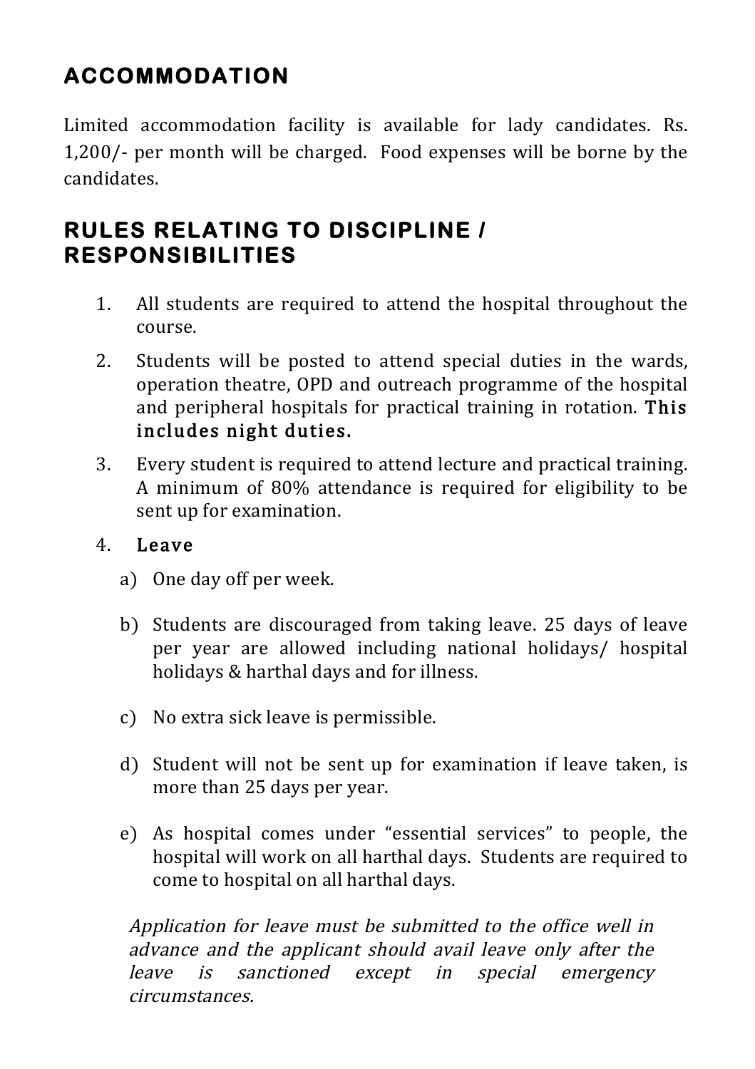## ACCOMMODATION

Limited accommodation facility is available for lady candidates. Rs. 1,200/- per month will be charged. Food expenses will be borne by the candidates.

## RULES RELATING TO DISCIPLINE / RESPONSIBILITIES

1. All students are required to attend the hospital throughout the course.
2. Students will be posted to attend special duties in the wards, operation theatre, OPD and outreach programme of the hospital and peripheral hospitals for practical training in rotation. **This includes night duties.**
3. Every student is required to attend lecture and practical training. A minimum of 80% attendance is required for eligibility to be sent up for examination.
4. **Leave**
    a) One day off per week.

    b) Students are discouraged from taking leave. 25 days of leave per year are allowed including national holidays/ hospital holidays & harthal days and for illness.

    c) No extra sick leave is permissible.

    d) Student will not be sent up for examination if leave taken, is more than 25 days per year.

    e) As hospital comes under "essential services" to people, the hospital will work on all harthal days. Students are required to come to hospital on all harthal days.

*Application for leave must be submitted to the office well in advance and the applicant should avail leave only after the leave is sanctioned except in special emergency circumstances.*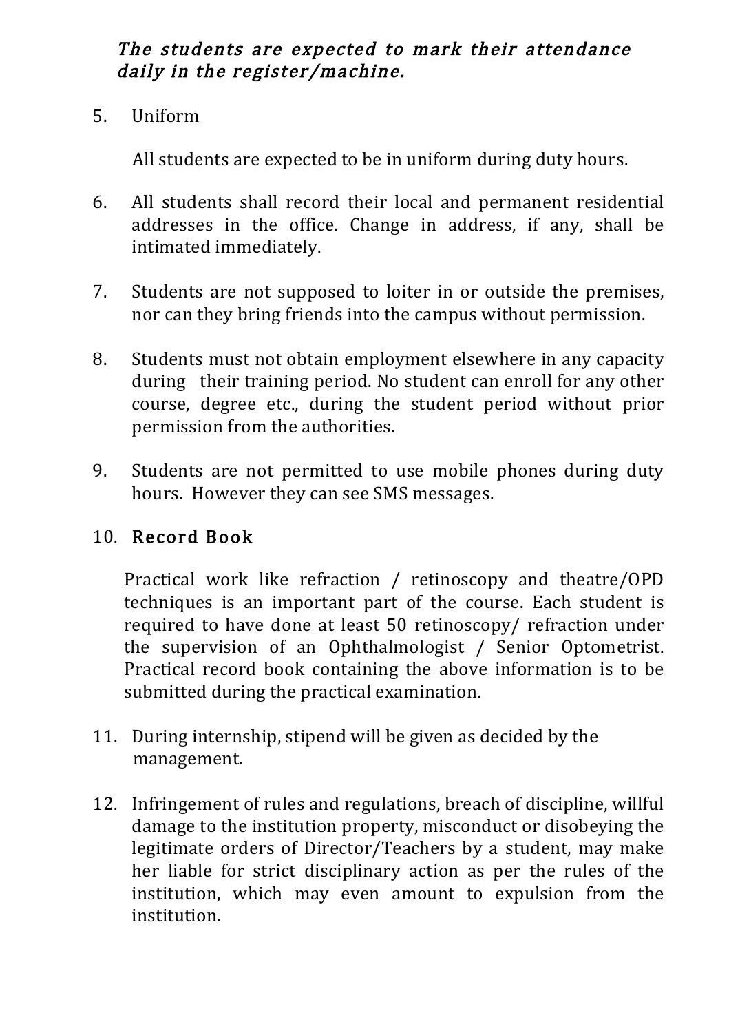*The students are expected to mark their attendance daily in the register/machine.*

5. Uniform

   All students are expected to be in uniform during duty hours.

6. All students shall record their local and permanent residential addresses in the office. Change in address, if any, shall be intimated immediately.

7. Students are not supposed to loiter in or outside the premises, nor can they bring friends into the campus without permission.

8. Students must not obtain employment elsewhere in any capacity during their training period. No student can enroll for any other course, degree etc., during the student period without prior permission from the authorities.

9. Students are not permitted to use mobile phones during duty hours. However they can see SMS messages.

10. **Record Book**

    Practical work like refraction / retinoscopy and theatre/OPD techniques is an important part of the course. Each student is required to have done at least 50 retinoscopy/ refraction under the supervision of an Ophthalmologist / Senior Optometrist. Practical record book containing the above information is to be submitted during the practical examination.

11. During internship, stipend will be given as decided by the management.

12. Infringement of rules and regulations, breach of discipline, willful damage to the institution property, misconduct or disobeying the legitimate orders of Director/Teachers by a student, may make her liable for strict disciplinary action as per the rules of the institution, which may even amount to expulsion from the institution.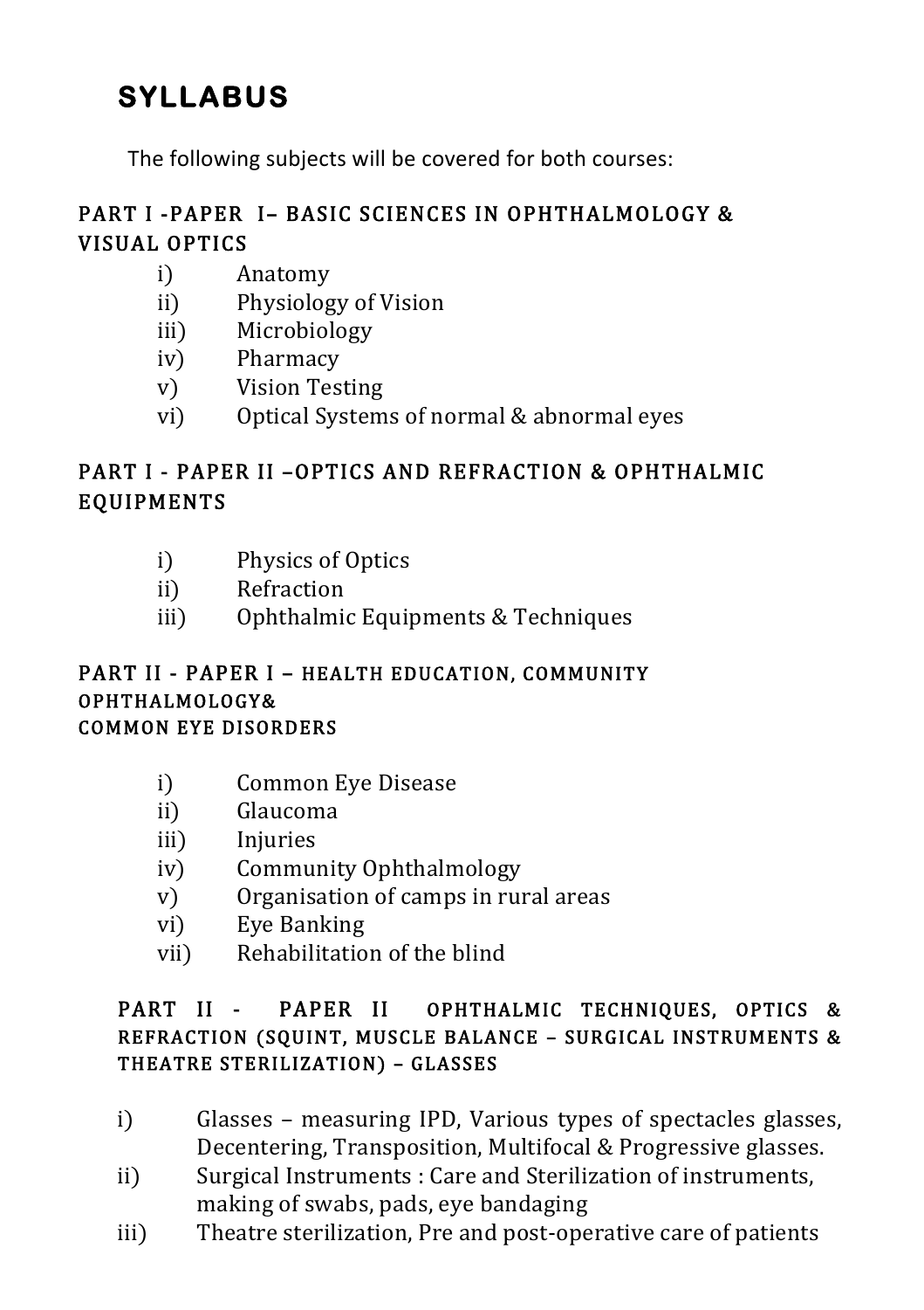# SYLLABUS

The following subjects will be covered for both courses:

## PART I - PAPER I – BASIC SCIENCES IN OPHTHALMOLOGY & VISUAL OPTICS

i) Anatomy
ii) Physiology of Vision
iii) Microbiology
iv) Pharmacy
v) Vision Testing
vi) Optical Systems of normal & abnormal eyes

## PART I - PAPER II – OPTICS AND REFRACTION & OPHTHALMIC EQUIPMENTS

i) Physics of Optics
ii) Refraction
iii) Ophthalmic Equipments & Techniques

## PART II - PAPER I – HEALTH EDUCATION, COMMUNITY OPHTHALMOLOGY& COMMON EYE DISORDERS

i) Common Eye Disease
ii) Glaucoma
iii) Injuries
iv) Community Ophthalmology
v) Organisation of camps in rural areas
vi) Eye Banking
vii) Rehabilitation of the blind

## PART II - PAPER II OPHTHALMIC TECHNIQUES, OPTICS & REFRACTION (SQUINT, MUSCLE BALANCE – SURGICAL INSTRUMENTS & THEATRE STERILIZATION) – GLASSES

i) Glasses – measuring IPD, Various types of spectacles glasses, Decentering, Transposition, Multifocal & Progressive glasses.
ii) Surgical Instruments : Care and Sterilization of instruments, making of swabs, pads, eye bandaging
iii) Theatre sterilization, Pre and post-operative care of patients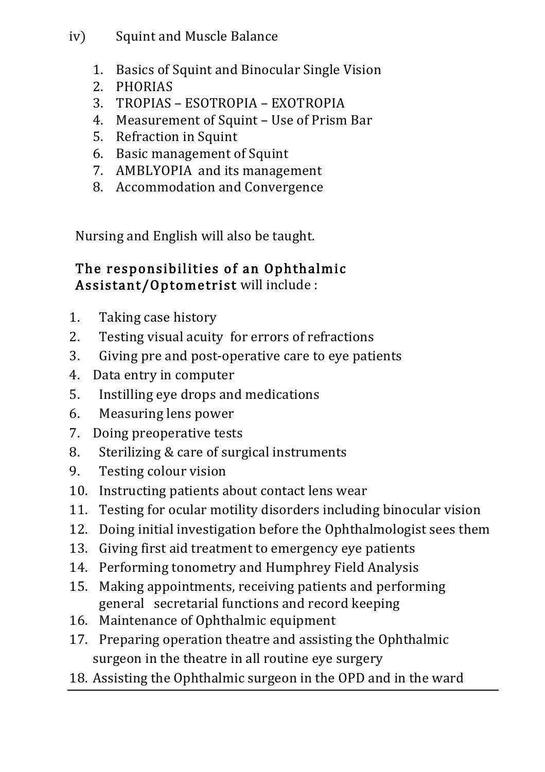iv) Squint and Muscle Balance

1. Basics of Squint and Binocular Single Vision
2. PHORIAS
3. TROPIAS – ESOTROPIA – EXOTROPIA
4. Measurement of Squint – Use of Prism Bar
5. Refraction in Squint
6. Basic management of Squint
7. AMBLYOPIA and its management
8. Accommodation and Convergence

Nursing and English will also be taught.

**The responsibilities of an Ophthalmic Assistant/Optometrist** will include :

1. Taking case history
2. Testing visual acuity for errors of refractions
3. Giving pre and post-operative care to eye patients
4. Data entry in computer
5. Instilling eye drops and medications
6. Measuring lens power
7. Doing preoperative tests
8. Sterilizing & care of surgical instruments
9. Testing colour vision
10. Instructing patients about contact lens wear
11. Testing for ocular motility disorders including binocular vision
12. Doing initial investigation before the Ophthalmologist sees them
13. Giving first aid treatment to emergency eye patients
14. Performing tonometry and Humphrey Field Analysis
15. Making appointments, receiving patients and performing general secretarial functions and record keeping
16. Maintenance of Ophthalmic equipment
17. Preparing operation theatre and assisting the Ophthalmic surgeon in the theatre in all routine eye surgery
18. Assisting the Ophthalmic surgeon in the OPD and in the ward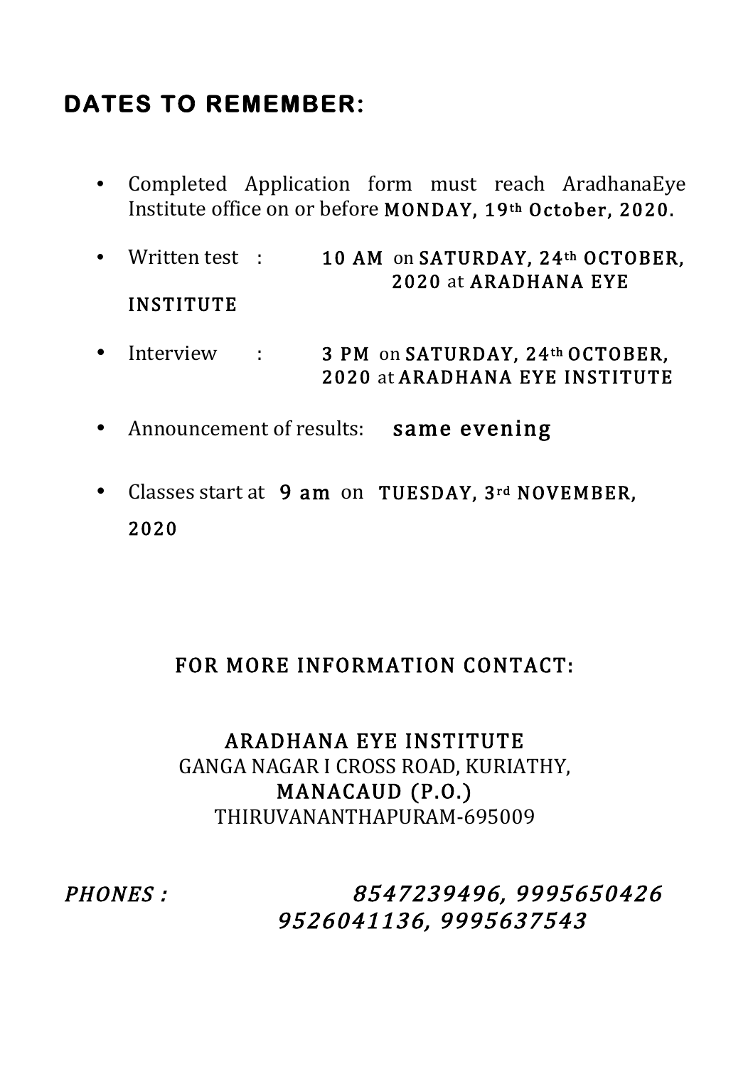## DATES TO REMEMBER:

- Completed Application form must reach AradhanaEye Institute office on or before **MONDAY, 19th October, 2020.**
- Written test : **10 AM** on **SATURDAY, 24th OCTOBER, 2020** at **ARADHANA EYE INSTITUTE**
- Interview : **3 PM** on **SATURDAY, 24th OCTOBER, 2020** at **ARADHANA EYE INSTITUTE**
- Announcement of results: **same evening**
- Classes start at **9 am** on **TUESDAY, 3rd NOVEMBER, 2020**

**FOR MORE INFORMATION CONTACT:**

**ARADHANA EYE INSTITUTE**
GANGA NAGAR I CROSS ROAD, KURIATHY,
**MANACAUD (P.O.)**
THIRUVANANTHAPURAM-695009

***PHONES : 8547239496, 9995650426 9526041136, 9995637543***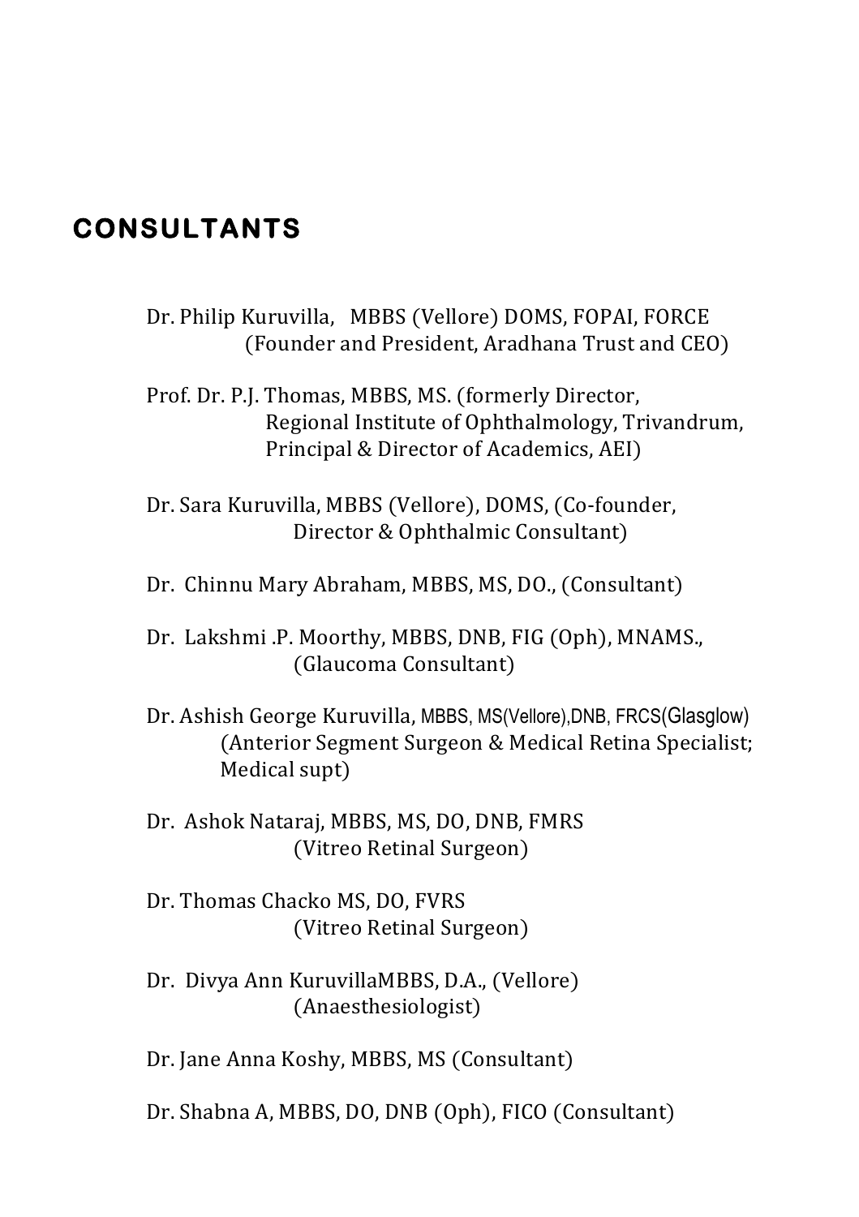## CONSULTANTS

Dr. Philip Kuruvilla, MBBS (Vellore) DOMS, FOPAI, FORCE
(Founder and President, Aradhana Trust and CEO)

Prof. Dr. P.J. Thomas, MBBS, MS. (formerly Director,
Regional Institute of Ophthalmology, Trivandrum,
Principal & Director of Academics, AEI)

Dr. Sara Kuruvilla, MBBS (Vellore), DOMS, (Co-founder,
Director & Ophthalmic Consultant)

Dr. Chinnu Mary Abraham, MBBS, MS, DO., (Consultant)

Dr. Lakshmi .P. Moorthy, MBBS, DNB, FIG (Oph), MNAMS.,
(Glaucoma Consultant)

Dr. Ashish George Kuruvilla, MBBS, MS(Vellore),DNB, FRCS(Glasglow)
(Anterior Segment Surgeon & Medical Retina Specialist;
Medical supt)

Dr. Ashok Nataraj, MBBS, MS, DO, DNB, FMRS
(Vitreo Retinal Surgeon)

Dr. Thomas Chacko MS, DO, FVRS
(Vitreo Retinal Surgeon)

Dr. Divya Ann KuruvillaMBBS, D.A., (Vellore)
(Anaesthesiologist)

Dr. Jane Anna Koshy, MBBS, MS (Consultant)

Dr. Shabna A, MBBS, DO, DNB (Oph), FICO (Consultant)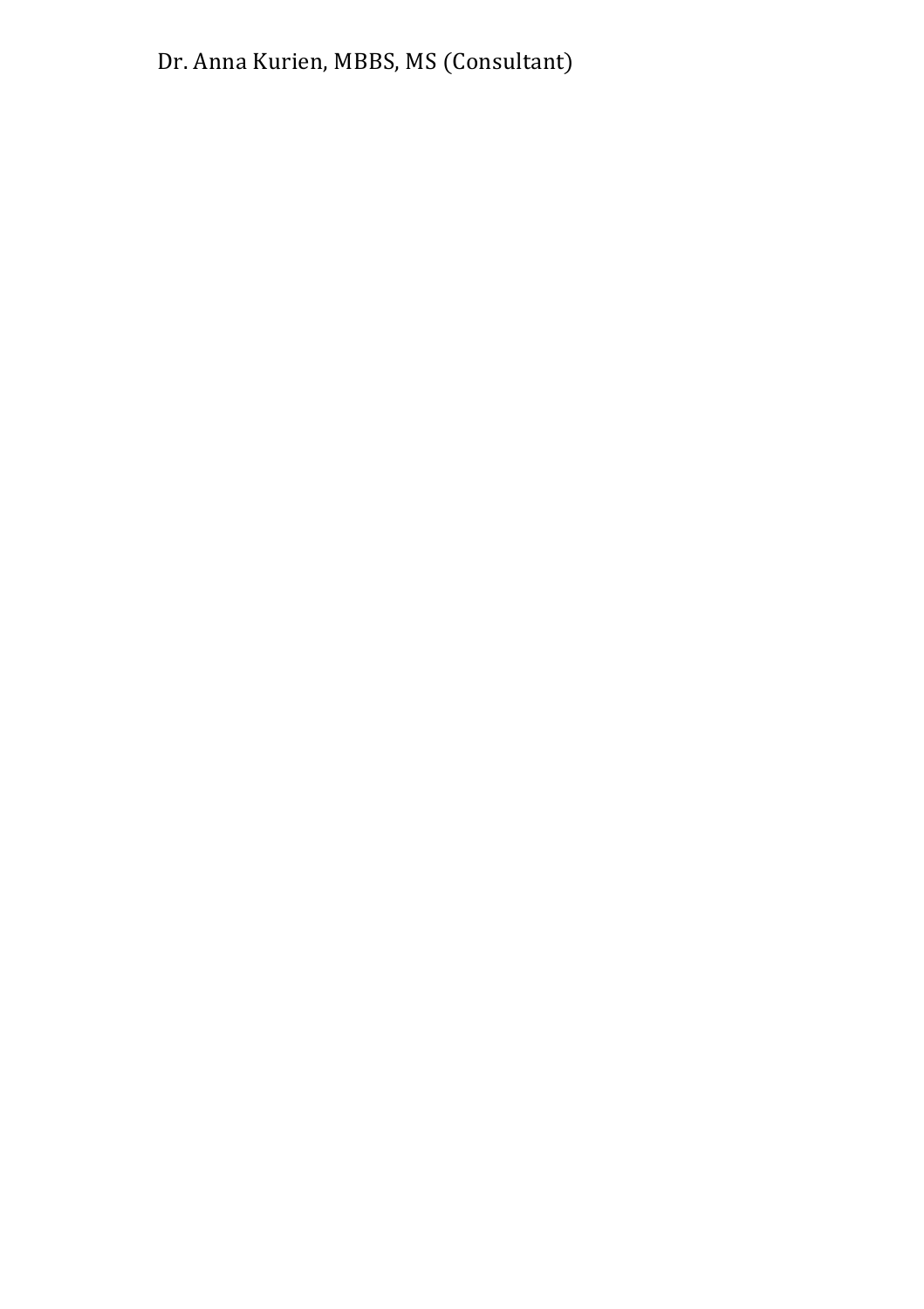Dr. Anna Kurien, MBBS, MS (Consultant)